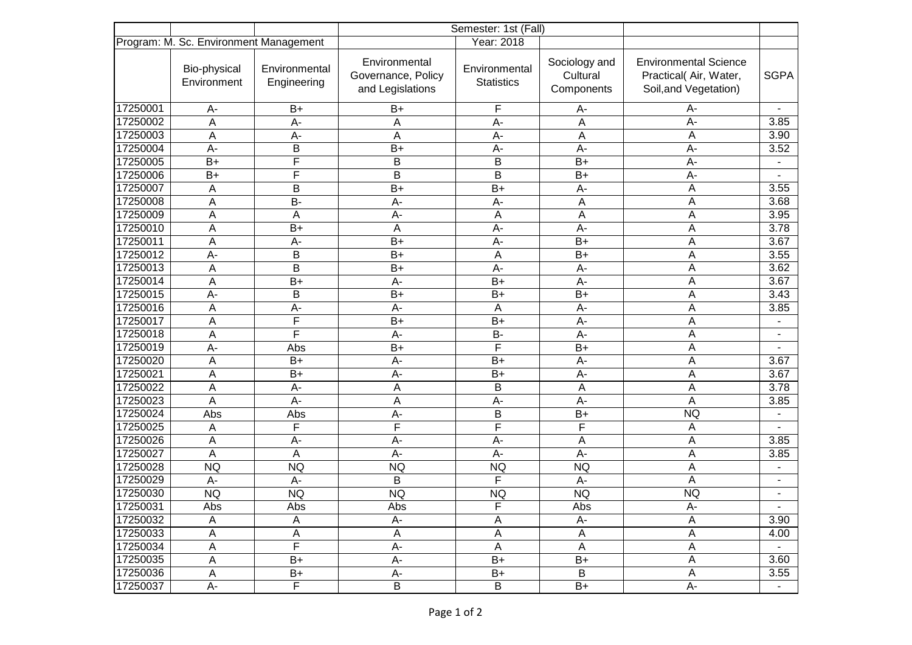| | | | Semester: 1st (Fall) | | | | |
|---|---|---|---|---|---|---|---|
| Program: M. Sc. Environment Management | | | | Year: 2018 | | | |
| | Bio-physical Environment | Environmental Engineering | Environmental Governance, Policy and Legislations | Environmental Statistics | Sociology and Cultural Components | Environmental Science Practical( Air, Water, Soil,and Vegetation) | SGPA |
| 17250001 | A- | B+ | B+ | F | A- | A- | - |
| 17250002 | A | A- | A | A- | A | A- | 3.85 |
| 17250003 | A | A- | A | A- | A | A | 3.90 |
| 17250004 | A- | B | B+ | A- | A- | A- | 3.52 |
| 17250005 | B+ | F | B | B | B+ | A- | - |
| 17250006 | B+ | F | B | B | B+ | A- | - |
| 17250007 | A | B | B+ | B+ | A- | A | 3.55 |
| 17250008 | A | B- | A- | A- | A | A | 3.68 |
| 17250009 | A | A | A- | A | A | A | 3.95 |
| 17250010 | A | B+ | A | A- | A- | A | 3.78 |
| 17250011 | A | A- | B+ | A- | B+ | A | 3.67 |
| 17250012 | A- | B | B+ | A | B+ | A | 3.55 |
| 17250013 | A | B | B+ | A- | A- | A | 3.62 |
| 17250014 | A | B+ | A- | B+ | A- | A | 3.67 |
| 17250015 | A- | B | B+ | B+ | B+ | A | 3.43 |
| 17250016 | A | A- | A- | A | A- | A | 3.85 |
| 17250017 | A | F | B+ | B+ | A- | A | - |
| 17250018 | A | F | A- | B- | A- | A | - |
| 17250019 | A- | Abs | B+ | F | B+ | A | - |
| 17250020 | A | B+ | A- | B+ | A- | A | 3.67 |
| 17250021 | A | B+ | A- | B+ | A- | A | 3.67 |
| 17250022 | A | A- | A | B | A | A | 3.78 |
| 17250023 | A | A- | A | A- | A- | A | 3.85 |
| 17250024 | Abs | Abs | A- | B | B+ | NQ | - |
| 17250025 | A | F | F | F | F | A | - |
| 17250026 | A | A- | A- | A- | A | A | 3.85 |
| 17250027 | A | A | A- | A- | A- | A | 3.85 |
| 17250028 | NQ | NQ | NQ | NQ | NQ | A | - |
| 17250029 | A- | A- | B | F | A- | A | - |
| 17250030 | NQ | NQ | NQ | NQ | NQ | NQ | - |
| 17250031 | Abs | Abs | Abs | F | Abs | A- | - |
| 17250032 | A | A | A- | A | A- | A | 3.90 |
| 17250033 | A | A | A | A | A | A | 4.00 |
| 17250034 | A | F | A- | A | A | A | - |
| 17250035 | A | B+ | A- | B+ | B+ | A | 3.60 |
| 17250036 | A | B+ | A- | B+ | B | A | 3.55 |
| 17250037 | A- | F | B | B | B+ | A- | - |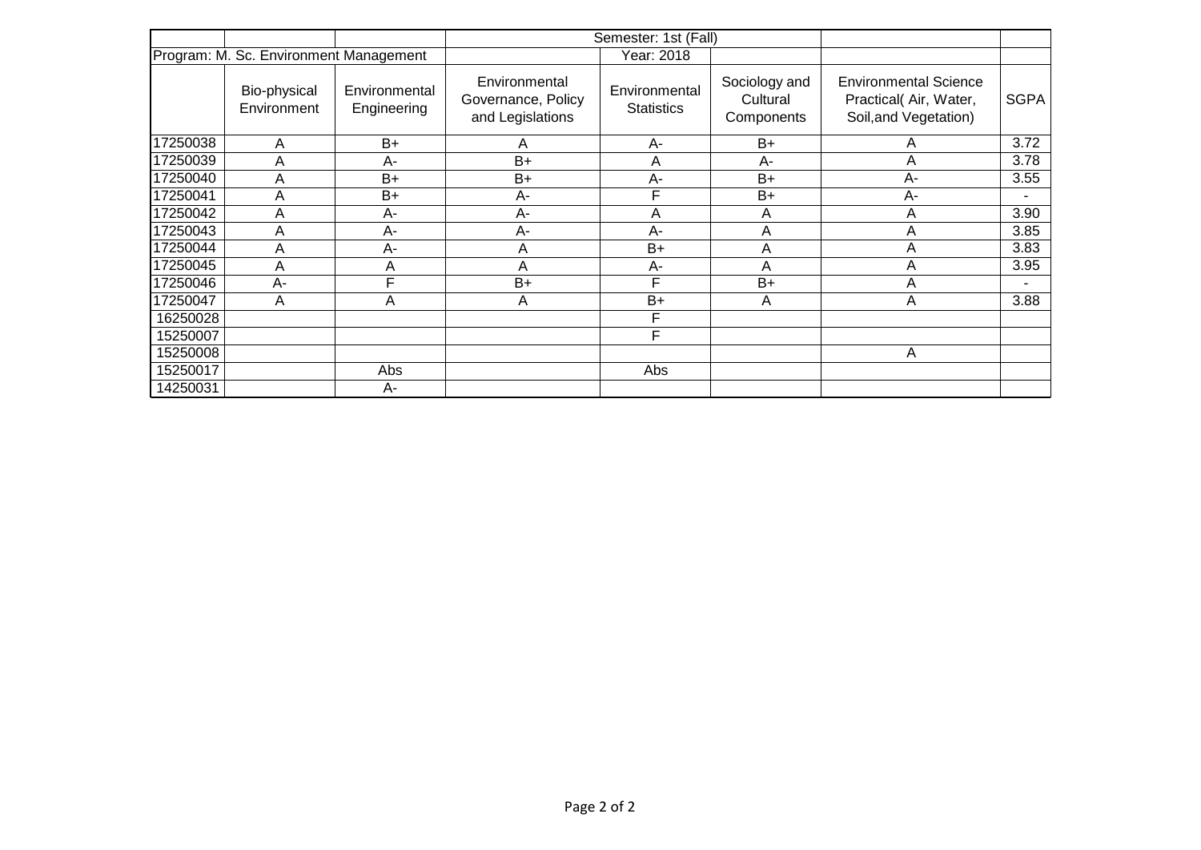| | | | Semester: 1st (Fall) | | | | |
|---|---|---|---|---|---|---|---|
| Program: M. Sc. Environment Management | | | | Year: 2018 | | | |
| | Bio-physical Environment | Environmental Engineering | Environmental Governance, Policy and Legislations | Environmental Statistics | Sociology and Cultural Components | Environmental Science Practical( Air, Water, Soil,and Vegetation) | SGPA |
| 17250038 | A | B+ | A | A- | B+ | A | 3.72 |
| 17250039 | A | A- | B+ | A | A- | A | 3.78 |
| 17250040 | A | B+ | B+ | A- | B+ | A- | 3.55 |
| 17250041 | A | B+ | A- | F | B+ | A- | - |
| 17250042 | A | A- | A- | A | A | A | 3.90 |
| 17250043 | A | A- | A- | A- | A | A | 3.85 |
| 17250044 | A | A- | A | B+ | A | A | 3.83 |
| 17250045 | A | A | A | A- | A | A | 3.95 |
| 17250046 | A- | F | B+ | F | B+ | A | - |
| 17250047 | A | A | A | B+ | A | A | 3.88 |
| 16250028 | | | | F | | | |
| 15250007 | | | | F | | | |
| 15250008 | | | | | | A | |
| 15250017 | | Abs | | Abs | | | |
| 14250031 | | A- | | | | | |